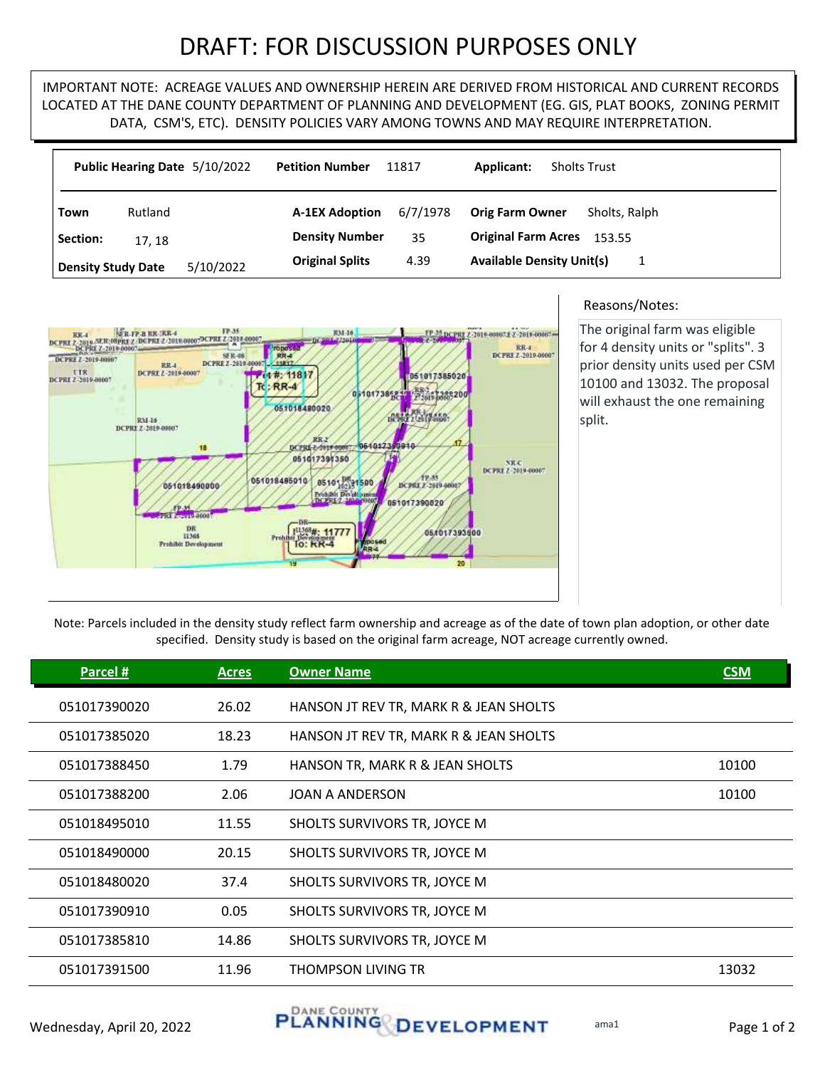# DRAFT: FOR DISCUSSION PURPOSES ONLY

IMPORTANT NOTE: ACREAGE VALUES AND OWNERSHIP HEREIN ARE DERIVED FROM HISTORICAL AND CURRENT RECORDS LOCATED AT THE DANE COUNTY DEPARTMENT OF PLANNING AND DEVELOPMENT (EG. GIS, PLAT BOOKS, ZONING PERMIT DATA, CSM'S, ETC). DENSITY POLICIES VARY AMONG TOWNS AND MAY REQUIRE INTERPRETATION.

| | | | | | |
|---|---|---|---|---|---|
| **Public Hearing Date** | 5/10/2022 | **Petition Number** | 11817 | **Applicant:** | Sholts Trust |
| **Town** | Rutland | **A-1EX Adoption** | 6/7/1978 | **Orig Farm Owner** | Sholts, Ralph |
| **Section:** | 17, 18 | **Density Number** | 35 | **Original Farm Acres** | 153.55 |
| **Density Study Date** | 5/10/2022 | **Original Splits** | 4.39 | **Available Density Unit(s)** | 1 |

Reasons/Notes:

The original farm was eligible for 4 density units or "splits". 3 prior density units used per CSM 10100 and 13032. The proposal will exhaust the one remaining split.

Note: Parcels included in the density study reflect farm ownership and acreage as of the date of town plan adoption, or other date specified. Density study is based on the original farm acreage, NOT acreage currently owned.

| Parcel # | Acres | Owner Name | CSM |
|---|---|---|---|
| 051017390020 | 26.02 | HANSON JT REV TR, MARK R & JEAN SHOLTS | |
| 051017385020 | 18.23 | HANSON JT REV TR, MARK R & JEAN SHOLTS | |
| 051017388450 | 1.79 | HANSON TR, MARK R & JEAN SHOLTS | 10100 |
| 051017388200 | 2.06 | JOAN A ANDERSON | 10100 |
| 051018495010 | 11.55 | SHOLTS SURVIVORS TR, JOYCE M | |
| 051018490000 | 20.15 | SHOLTS SURVIVORS TR, JOYCE M | |
| 051018480020 | 37.4 | SHOLTS SURVIVORS TR, JOYCE M | |
| 051017390910 | 0.05 | SHOLTS SURVIVORS TR, JOYCE M | |
| 051017385810 | 14.86 | SHOLTS SURVIVORS TR, JOYCE M | |
| 051017391500 | 11.96 | THOMPSON LIVING TR | 13032 |

Wednesday, April 20, 2022 — DANE COUNTY PLANNING & DEVELOPMENT — ama1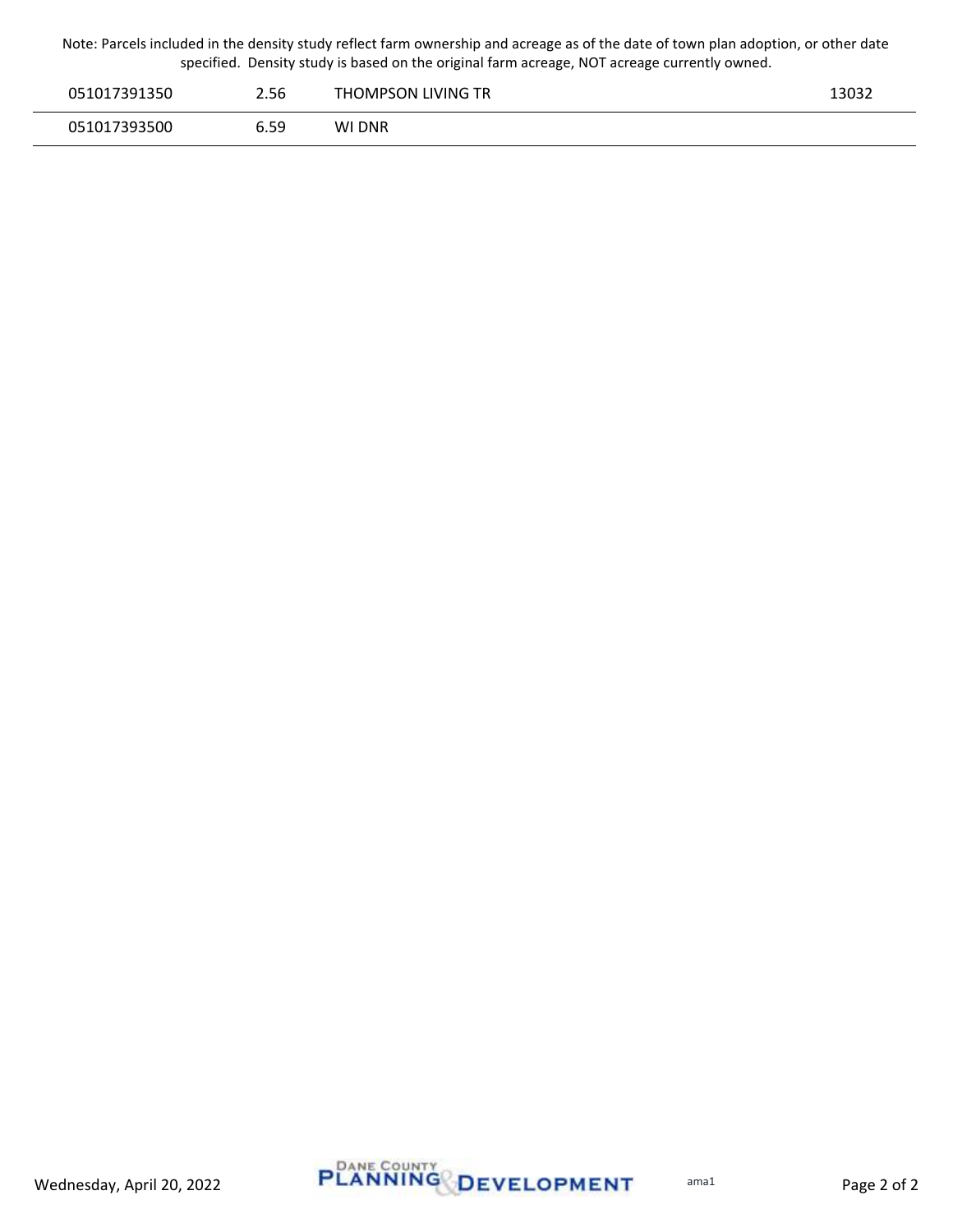Note: Parcels included in the density study reflect farm ownership and acreage as of the date of town plan adoption, or other date specified. Density study is based on the original farm acreage, NOT acreage currently owned.

| | | | |
|---|---|---|---|
| 051017391350 | 2.56 | THOMPSON LIVING TR | 13032 |
| 051017393500 | 6.59 | WI DNR | |

Wednesday, April 20, 2022

DANE COUNTY PLANNING & DEVELOPMENT

ama1